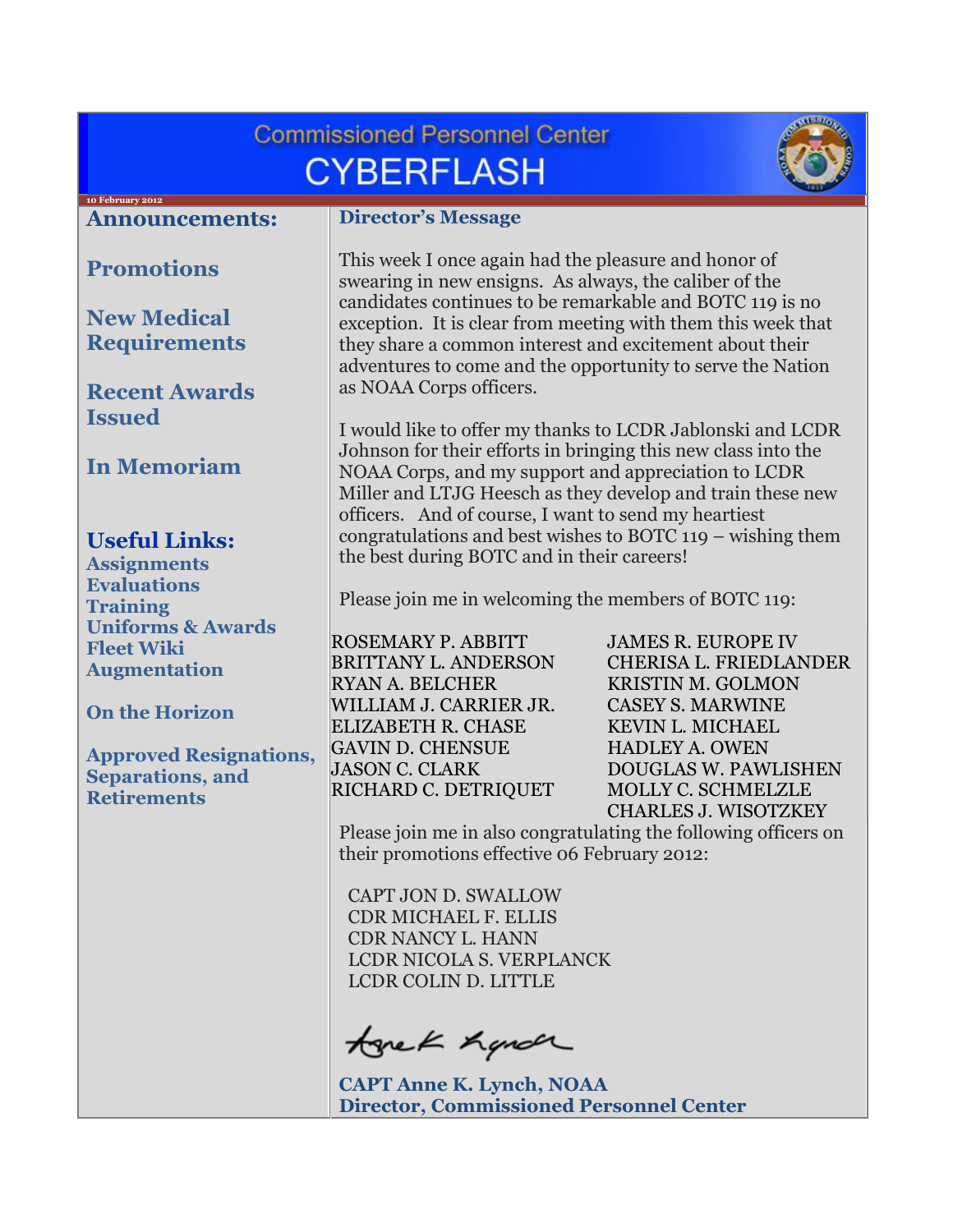# Commissioned Personnel Center CYBERFLASH

10 February 2012

## Announcements:

**Promotions**

**New Medical Requirements**

**Recent Awards Issued**

**In Memoriam**

## Useful Links:

**Assignments**
**Evaluations**
**Training**
**Uniforms & Awards**
**Fleet Wiki**
**Augmentation**

**On the Horizon**

**Approved Resignations, Separations, and Retirements**

## Director's Message

This week I once again had the pleasure and honor of swearing in new ensigns. As always, the caliber of the candidates continues to be remarkable and BOTC 119 is no exception. It is clear from meeting with them this week that they share a common interest and excitement about their adventures to come and the opportunity to serve the Nation as NOAA Corps officers.

I would like to offer my thanks to LCDR Jablonski and LCDR Johnson for their efforts in bringing this new class into the NOAA Corps, and my support and appreciation to LCDR Miller and LTJG Heesch as they develop and train these new officers. And of course, I want to send my heartiest congratulations and best wishes to BOTC 119 – wishing them the best during BOTC and in their careers!

Please join me in welcoming the members of BOTC 119:

ROSEMARY P. ABBITT
BRITTANY L. ANDERSON
RYAN A. BELCHER
WILLIAM J. CARRIER JR.
ELIZABETH R. CHASE
GAVIN D. CHENSUE
JASON C. CLARK
RICHARD C. DETRIQUET
JAMES R. EUROPE IV
CHERISA L. FRIEDLANDER
KRISTIN M. GOLMON
CASEY S. MARWINE
KEVIN L. MICHAEL
HADLEY A. OWEN
DOUGLAS W. PAWLISHEN
MOLLY C. SCHMELZLE
CHARLES J. WISOTZKEY

Please join me in also congratulating the following officers on their promotions effective 06 February 2012:

CAPT JON D. SWALLOW
CDR MICHAEL F. ELLIS
CDR NANCY L. HANN
LCDR NICOLA S. VERPLANCK
LCDR COLIN D. LITTLE

**CAPT Anne K. Lynch, NOAA**
**Director, Commissioned Personnel Center**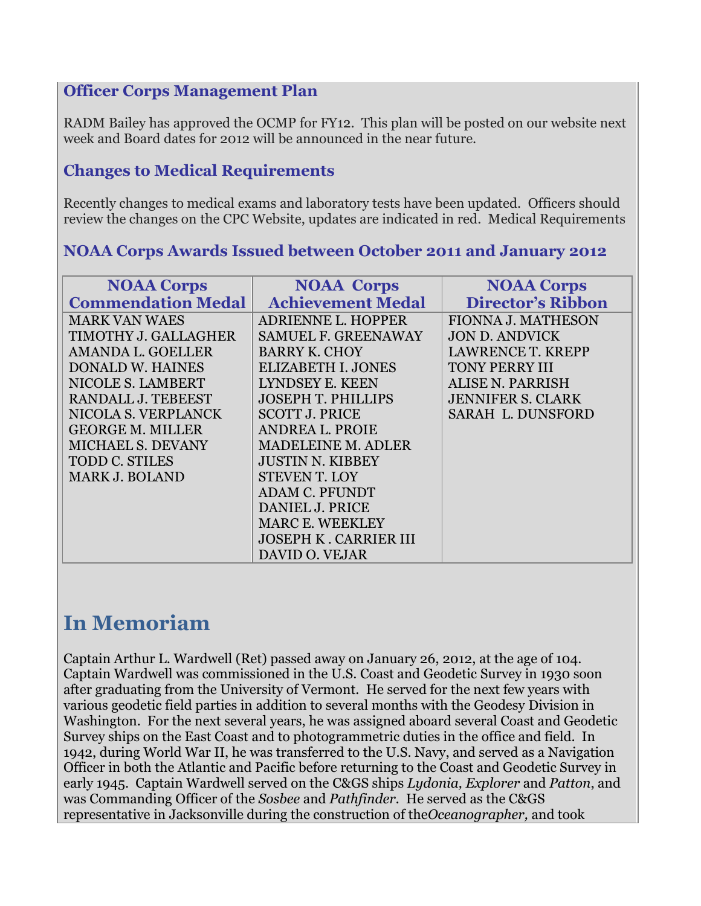### Officer Corps Management Plan

RADM Bailey has approved the OCMP for FY12. This plan will be posted on our website next week and Board dates for 2012 will be announced in the near future.

### Changes to Medical Requirements

Recently changes to medical exams and laboratory tests have been updated. Officers should review the changes on the CPC Website, updates are indicated in red. Medical Requirements

### NOAA Corps Awards Issued between October 2011 and January 2012

| NOAA Corps Commendation Medal | NOAA Corps Achievement Medal | NOAA Corps Director's Ribbon |
|---|---|---|
| MARK VAN WAES | ADRIENNE L. HOPPER | FIONNA J. MATHESON |
| TIMOTHY J. GALLAGHER | SAMUEL F. GREENAWAY | JON D. ANDVICK |
| AMANDA L. GOELLER | BARRY K. CHOY | LAWRENCE T. KREPP |
| DONALD W. HAINES | ELIZABETH I. JONES | TONY PERRY III |
| NICOLE S. LAMBERT | LYNDSEY E. KEEN | ALISE N. PARRISH |
| RANDALL J. TEBEEST | JOSEPH T. PHILLIPS | JENNIFER S. CLARK |
| NICOLA S. VERPLANCK | SCOTT J. PRICE | SARAH L. DUNSFORD |
| GEORGE M. MILLER | ANDREA L. PROIE | |
| MICHAEL S. DEVANY | MADELEINE M. ADLER | |
| TODD C. STILES | JUSTIN N. KIBBEY | |
| MARK J. BOLAND | STEVEN T. LOY | |
| | ADAM C. PFUNDT | |
| | DANIEL J. PRICE | |
| | MARC E. WEEKLEY | |
| | JOSEPH K . CARRIER III | |
| | DAVID O. VEJAR | |

## In Memoriam

Captain Arthur L. Wardwell (Ret) passed away on January 26, 2012, at the age of 104. Captain Wardwell was commissioned in the U.S. Coast and Geodetic Survey in 1930 soon after graduating from the University of Vermont. He served for the next few years with various geodetic field parties in addition to several months with the Geodesy Division in Washington. For the next several years, he was assigned aboard several Coast and Geodetic Survey ships on the East Coast and to photogrammetric duties in the office and field. In 1942, during World War II, he was transferred to the U.S. Navy, and served as a Navigation Officer in both the Atlantic and Pacific before returning to the Coast and Geodetic Survey in early 1945. Captain Wardwell served on the C&GS ships *Lydonia, Explorer* and *Patton*, and was Commanding Officer of the *Sosbee* and *Pathfinder*. He served as the C&GS representative in Jacksonville during the construction of the*Oceanographer,* and took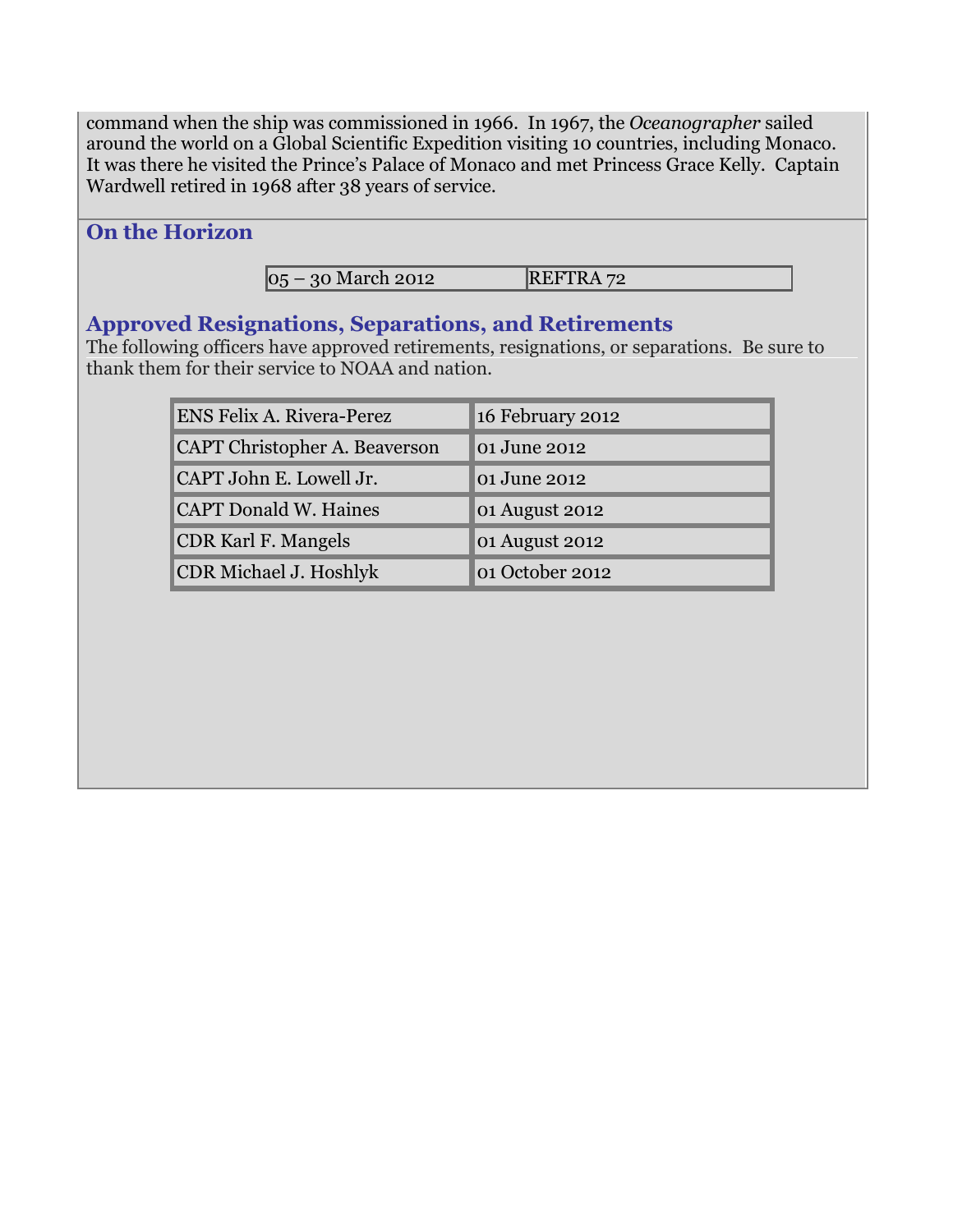command when the ship was commissioned in 1966. In 1967, the *Oceanographer* sailed around the world on a Global Scientific Expedition visiting 10 countries, including Monaco. It was there he visited the Prince's Palace of Monaco and met Princess Grace Kelly. Captain Wardwell retired in 1968 after 38 years of service.

## On the Horizon

| | |
|---|---|
| 05 – 30 March 2012 | REFTRA 72 |

## Approved Resignations, Separations, and Retirements

The following officers have approved retirements, resignations, or separations. Be sure to thank them for their service to NOAA and nation.

| | |
|---|---|
| ENS Felix A. Rivera-Perez | 16 February 2012 |
| CAPT Christopher A. Beaverson | 01 June 2012 |
| CAPT John E. Lowell Jr. | 01 June 2012 |
| CAPT Donald W. Haines | 01 August 2012 |
| CDR Karl F. Mangels | 01 August 2012 |
| CDR Michael J. Hoshlyk | 01 October 2012 |